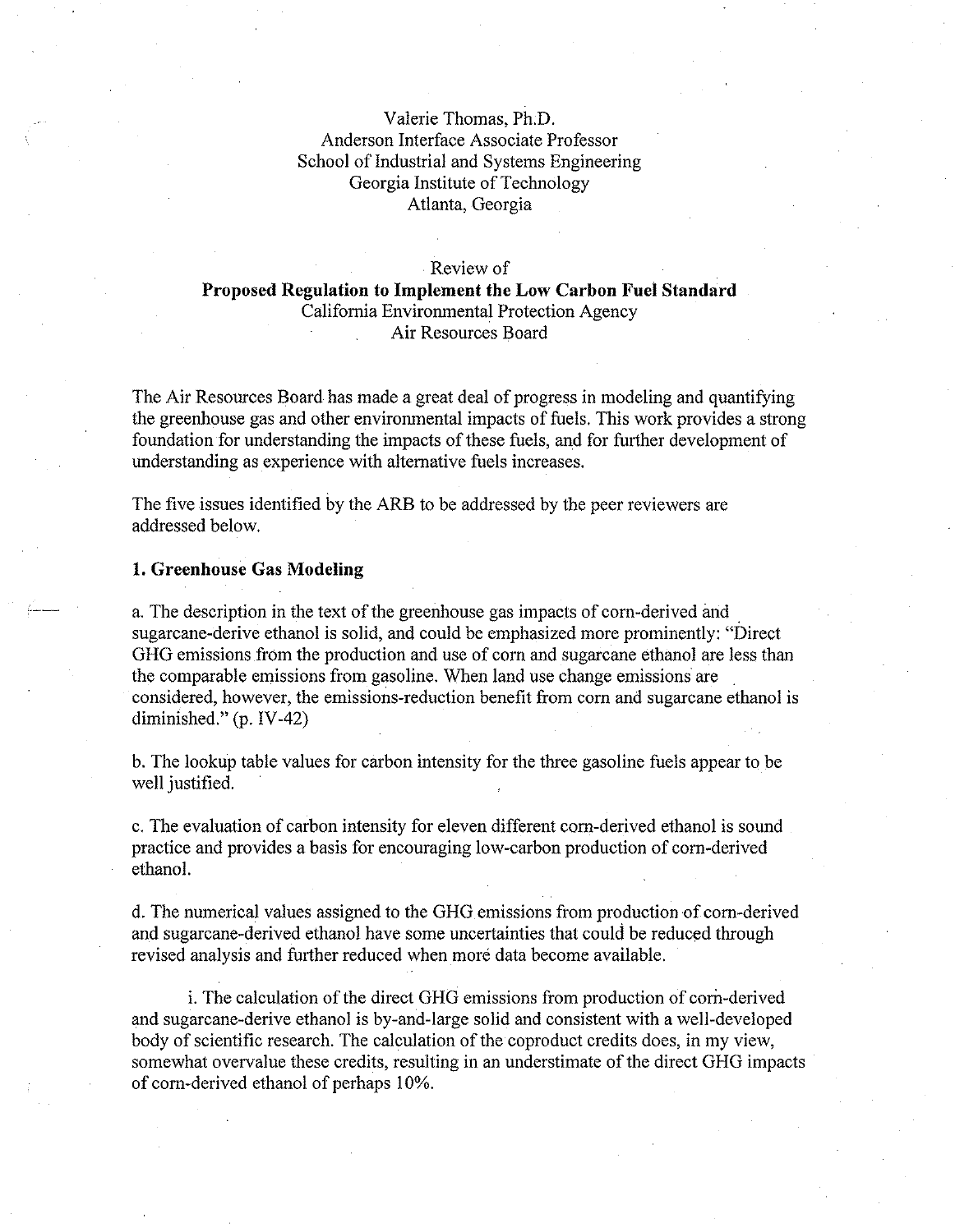Valerie Thomas, Ph.D.
Anderson Interface Associate Professor
School of Industrial and Systems Engineering
Georgia Institute of Technology
Atlanta, Georgia

Review of
**Proposed Regulation to Implement the Low Carbon Fuel Standard**
California Environmental Protection Agency
Air Resources Board

The Air Resources Board has made a great deal of progress in modeling and quantifying the greenhouse gas and other environmental impacts of fuels. This work provides a strong foundation for understanding the impacts of these fuels, and for further development of understanding as experience with alternative fuels increases.

The five issues identified by the ARB to be addressed by the peer reviewers are addressed below.

## 1. Greenhouse Gas Modeling

a. The description in the text of the greenhouse gas impacts of corn-derived and sugarcane-derive ethanol is solid, and could be emphasized more prominently: "Direct GHG emissions from the production and use of corn and sugarcane ethanol are less than the comparable emissions from gasoline. When land use change emissions are considered, however, the emissions-reduction benefit from corn and sugarcane ethanol is diminished." (p. IV-42)

b. The lookup table values for carbon intensity for the three gasoline fuels appear to be well justified.

c. The evaluation of carbon intensity for eleven different corn-derived ethanol is sound practice and provides a basis for encouraging low-carbon production of corn-derived ethanol.

d. The numerical values assigned to the GHG emissions from production of corn-derived and sugarcane-derived ethanol have some uncertainties that could be reduced through revised analysis and further reduced when more data become available.

i. The calculation of the direct GHG emissions from production of corn-derived and sugarcane-derive ethanol is by-and-large solid and consistent with a well-developed body of scientific research. The calculation of the coproduct credits does, in my view, somewhat overvalue these credits, resulting in an underestimate of the direct GHG impacts of corn-derived ethanol of perhaps 10%.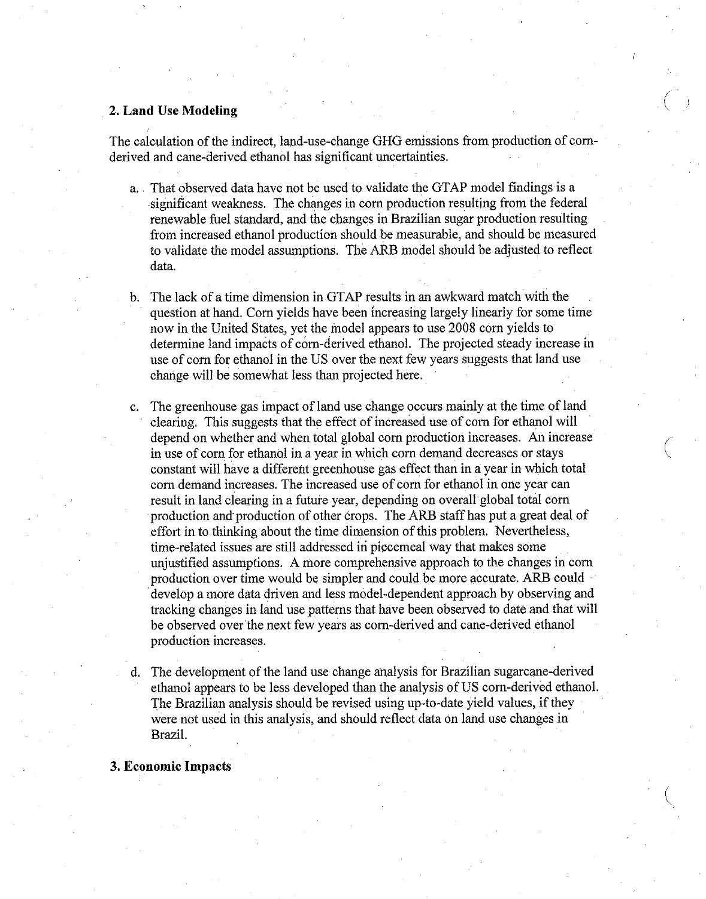## 2. Land Use Modeling

The calculation of the indirect, land-use-change GHG emissions from production of corn-derived and cane-derived ethanol has significant uncertainties.

a. That observed data have not be used to validate the GTAP model findings is a significant weakness. The changes in corn production resulting from the federal renewable fuel standard, and the changes in Brazilian sugar production resulting from increased ethanol production should be measurable, and should be measured to validate the model assumptions. The ARB model should be adjusted to reflect data.

b. The lack of a time dimension in GTAP results in an awkward match with the question at hand. Corn yields have been increasing largely linearly for some time now in the United States, yet the model appears to use 2008 corn yields to determine land impacts of corn-derived ethanol. The projected steady increase in use of corn for ethanol in the US over the next few years suggests that land use change will be somewhat less than projected here.

c. The greenhouse gas impact of land use change occurs mainly at the time of land clearing. This suggests that the effect of increased use of corn for ethanol will depend on whether and when total global corn production increases. An increase in use of corn for ethanol in a year in which corn demand decreases or stays constant will have a different greenhouse gas effect than in a year in which total corn demand increases. The increased use of corn for ethanol in one year can result in land clearing in a future year, depending on overall global total corn production and production of other crops. The ARB staff has put a great deal of effort in to thinking about the time dimension of this problem. Nevertheless, time-related issues are still addressed in piecemeal way that makes some unjustified assumptions. A more comprehensive approach to the changes in corn production over time would be simpler and could be more accurate. ARB could develop a more data driven and less model-dependent approach by observing and tracking changes in land use patterns that have been observed to date and that will be observed over the next few years as corn-derived and cane-derived ethanol production increases.

d. The development of the land use change analysis for Brazilian sugarcane-derived ethanol appears to be less developed than the analysis of US corn-derived ethanol. The Brazilian analysis should be revised using up-to-date yield values, if they were not used in this analysis, and should reflect data on land use changes in Brazil.

## 3. Economic Impacts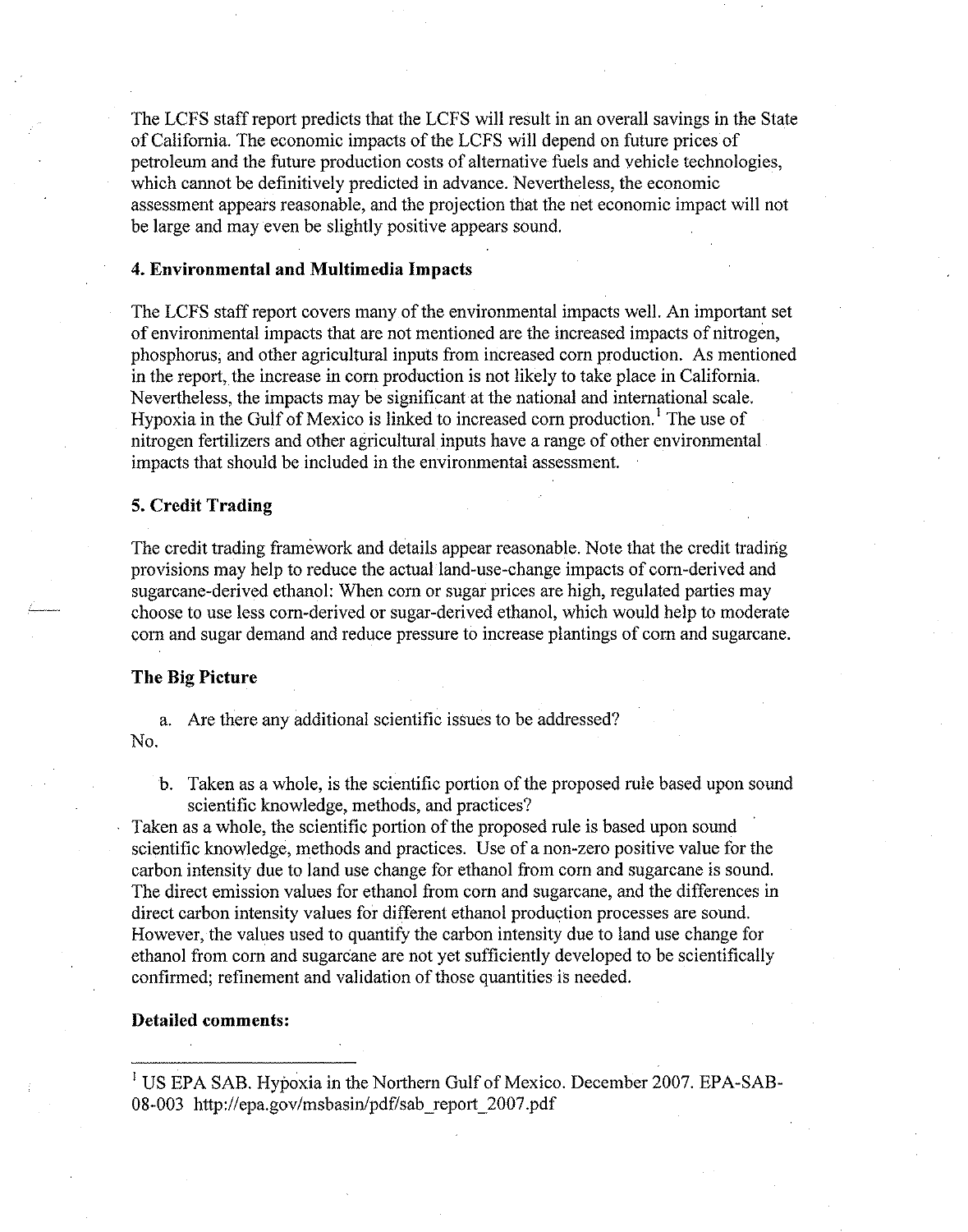The LCFS staff report predicts that the LCFS will result in an overall savings in the State of California. The economic impacts of the LCFS will depend on future prices of petroleum and the future production costs of alternative fuels and vehicle technologies, which cannot be definitively predicted in advance. Nevertheless, the economic assessment appears reasonable, and the projection that the net economic impact will not be large and may even be slightly positive appears sound.

**4. Environmental and Multimedia Impacts**

The LCFS staff report covers many of the environmental impacts well. An important set of environmental impacts that are not mentioned are the increased impacts of nitrogen, phosphorus, and other agricultural inputs from increased corn production. As mentioned in the report, the increase in corn production is not likely to take place in California. Nevertheless, the impacts may be significant at the national and international scale. Hypoxia in the Gulf of Mexico is linked to increased corn production.[1] The use of nitrogen fertilizers and other agricultural inputs have a range of other environmental impacts that should be included in the environmental assessment.

**5. Credit Trading**

The credit trading framework and details appear reasonable. Note that the credit trading provisions may help to reduce the actual land-use-change impacts of corn-derived and sugarcane-derived ethanol: When corn or sugar prices are high, regulated parties may choose to use less corn-derived or sugar-derived ethanol, which would help to moderate corn and sugar demand and reduce pressure to increase plantings of corn and sugarcane.

**The Big Picture**

a. Are there any additional scientific issues to be addressed?

No.

b. Taken as a whole, is the scientific portion of the proposed rule based upon sound scientific knowledge, methods, and practices?

Taken as a whole, the scientific portion of the proposed rule is based upon sound scientific knowledge, methods and practices. Use of a non-zero positive value for the carbon intensity due to land use change for ethanol from corn and sugarcane is sound. The direct emission values for ethanol from corn and sugarcane, and the differences in direct carbon intensity values for different ethanol production processes are sound. However, the values used to quantify the carbon intensity due to land use change for ethanol from corn and sugarcane are not yet sufficiently developed to be scientifically confirmed; refinement and validation of those quantities is needed.

**Detailed comments:**

---

[1] US EPA SAB. Hypoxia in the Northern Gulf of Mexico. December 2007. EPA-SAB-08-003 http://epa.gov/msbasin/pdf/sab_report_2007.pdf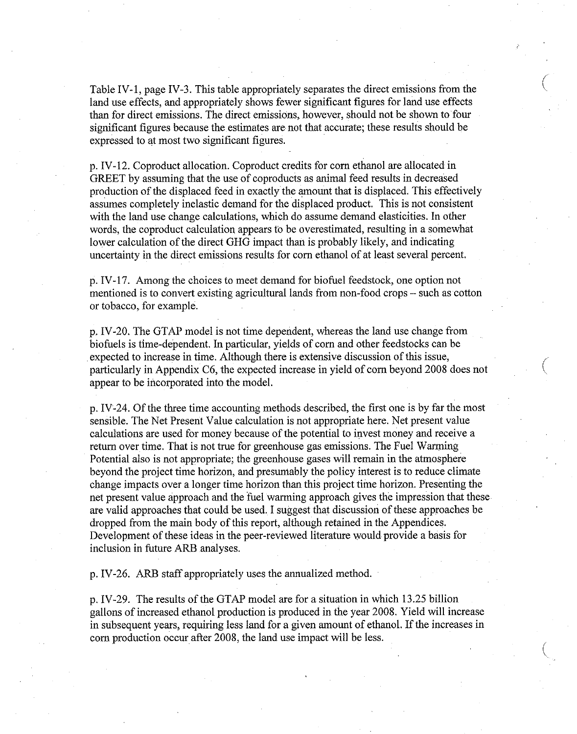Table IV-1, page IV-3. This table appropriately separates the direct emissions from the land use effects, and appropriately shows fewer significant figures for land use effects than for direct emissions. The direct emissions, however, should not be shown to four significant figures because the estimates are not that accurate; these results should be expressed to at most two significant figures.

p. IV-12. Coproduct allocation. Coproduct credits for corn ethanol are allocated in GREET by assuming that the use of coproducts as animal feed results in decreased production of the displaced feed in exactly the amount that is displaced. This effectively assumes completely inelastic demand for the displaced product. This is not consistent with the land use change calculations, which do assume demand elasticities. In other words, the coproduct calculation appears to be overestimated, resulting in a somewhat lower calculation of the direct GHG impact than is probably likely, and indicating uncertainty in the direct emissions results for corn ethanol of at least several percent.

p. IV-17. Among the choices to meet demand for biofuel feedstock, one option not mentioned is to convert existing agricultural lands from non-food crops -- such as cotton or tobacco, for example.

p. IV-20. The GTAP model is not time dependent, whereas the land use change from biofuels is time-dependent. In particular, yields of corn and other feedstocks can be expected to increase in time. Although there is extensive discussion of this issue, particularly in Appendix C6, the expected increase in yield of corn beyond 2008 does not appear to be incorporated into the model.

p. IV-24. Of the three time accounting methods described, the first one is by far the most sensible. The Net Present Value calculation is not appropriate here. Net present value calculations are used for money because of the potential to invest money and receive a return over time. That is not true for greenhouse gas emissions. The Fuel Warming Potential also is not appropriate; the greenhouse gases will remain in the atmosphere beyond the project time horizon, and presumably the policy interest is to reduce climate change impacts over a longer time horizon than this project time horizon. Presenting the net present value approach and the fuel warming approach gives the impression that these are valid approaches that could be used. I suggest that discussion of these approaches be dropped from the main body of this report, although retained in the Appendices. Development of these ideas in the peer-reviewed literature would provide a basis for inclusion in future ARB analyses.

p. IV-26. ARB staff appropriately uses the annualized method.

p. IV-29. The results of the GTAP model are for a situation in which 13.25 billion gallons of increased ethanol production is produced in the year 2008. Yield will increase in subsequent years, requiring less land for a given amount of ethanol. If the increases in corn production occur after 2008, the land use impact will be less.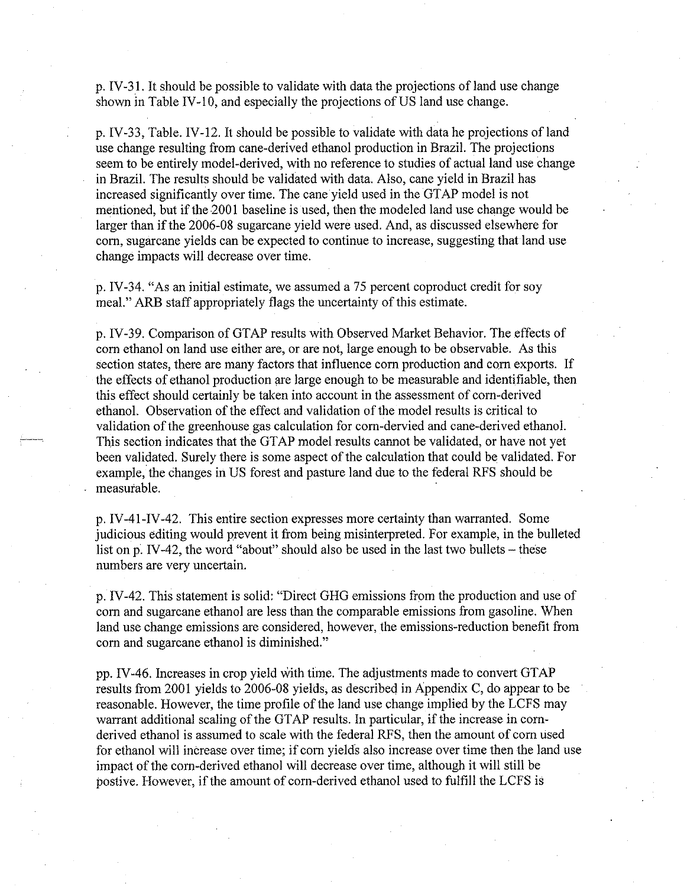p. IV-31. It should be possible to validate with data the projections of land use change shown in Table IV-10, and especially the projections of US land use change.

p. IV-33, Table. IV-12. It should be possible to validate with data he projections of land use change resulting from cane-derived ethanol production in Brazil. The projections seem to be entirely model-derived, with no reference to studies of actual land use change in Brazil. The results should be validated with data. Also, cane yield in Brazil has increased significantly over time. The cane yield used in the GTAP model is not mentioned, but if the 2001 baseline is used, then the modeled land use change would be larger than if the 2006-08 sugarcane yield were used. And, as discussed elsewhere for corn, sugarcane yields can be expected to continue to increase, suggesting that land use change impacts will decrease over time.

p. IV-34. "As an initial estimate, we assumed a 75 percent coproduct credit for soy meal." ARB staff appropriately flags the uncertainty of this estimate.

p. IV-39. Comparison of GTAP results with Observed Market Behavior. The effects of corn ethanol on land use either are, or are not, large enough to be observable. As this section states, there are many factors that influence corn production and corn exports. If the effects of ethanol production are large enough to be measurable and identifiable, then this effect should certainly be taken into account in the assessment of corn-derived ethanol. Observation of the effect and validation of the model results is critical to validation of the greenhouse gas calculation for corn-dervied and cane-derived ethanol. This section indicates that the GTAP model results cannot be validated, or have not yet been validated. Surely there is some aspect of the calculation that could be validated. For example, the changes in US forest and pasture land due to the federal RFS should be measurable.

p. IV-41-IV-42. This entire section expresses more certainty than warranted. Some judicious editing would prevent it from being misinterpreted. For example, in the bulleted list on p. IV-42, the word "about" should also be used in the last two bullets – these numbers are very uncertain.

p. IV-42. This statement is solid: "Direct GHG emissions from the production and use of corn and sugarcane ethanol are less than the comparable emissions from gasoline. When land use change emissions are considered, however, the emissions-reduction benefit from corn and sugarcane ethanol is diminished."

pp. IV-46. Increases in crop yield with time. The adjustments made to convert GTAP results from 2001 yields to 2006-08 yields, as described in Appendix C, do appear to be reasonable. However, the time profile of the land use change implied by the LCFS may warrant additional scaling of the GTAP results. In particular, if the increase in corn-derived ethanol is assumed to scale with the federal RFS, then the amount of corn used for ethanol will increase over time; if corn yields also increase over time then the land use impact of the corn-derived ethanol will decrease over time, although it will still be postive. However, if the amount of corn-derived ethanol used to fulfill the LCFS is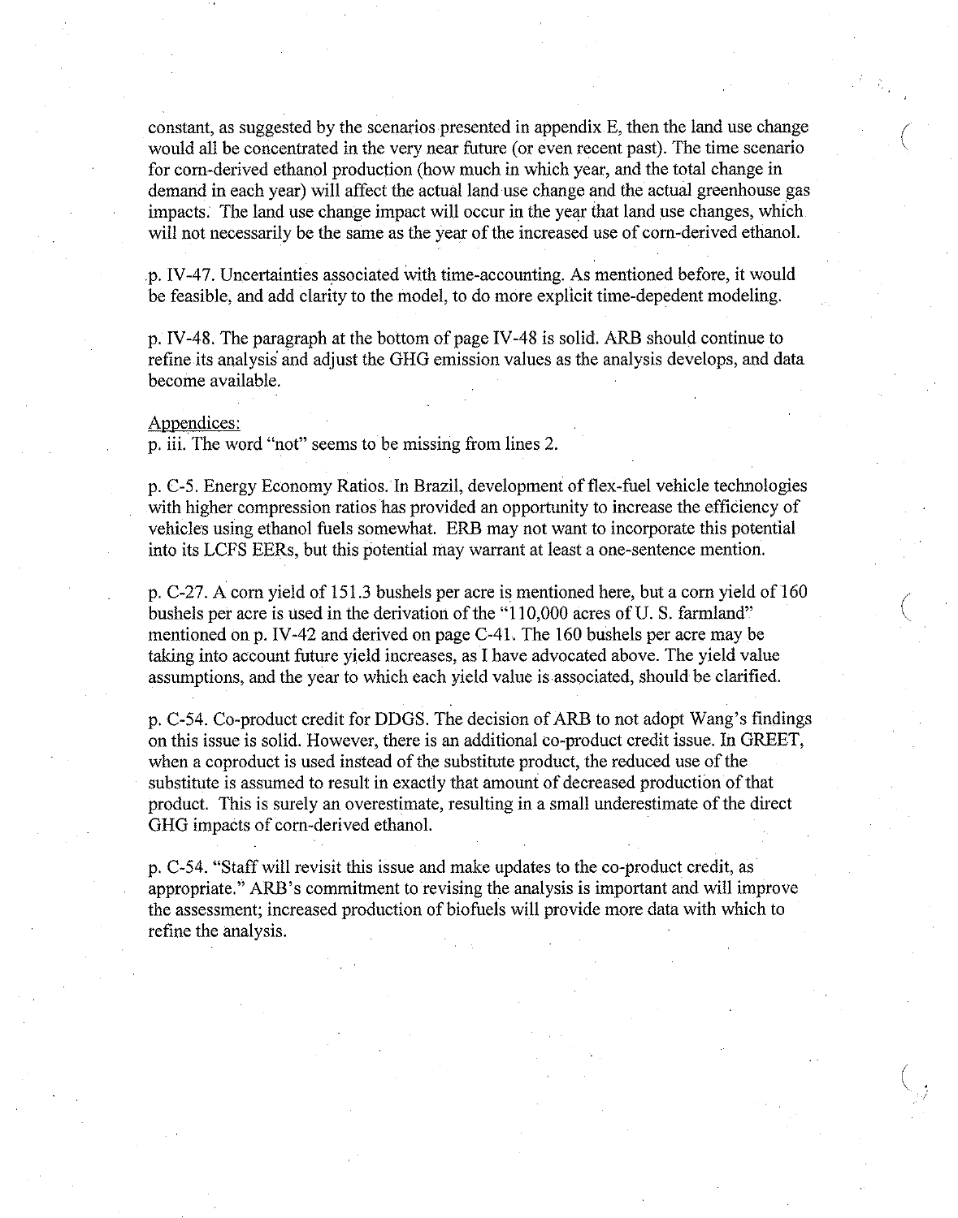constant, as suggested by the scenarios presented in appendix E, then the land use change would all be concentrated in the very near future (or even recent past). The time scenario for corn-derived ethanol production (how much in which year, and the total change in demand in each year) will affect the actual land use change and the actual greenhouse gas impacts. The land use change impact will occur in the year that land use changes, which will not necessarily be the same as the year of the increased use of corn-derived ethanol.

p. IV-47. Uncertainties associated with time-accounting. As mentioned before, it would be feasible, and add clarity to the model, to do more explicit time-depedent modeling.

p. IV-48. The paragraph at the bottom of page IV-48 is solid. ARB should continue to refine its analysis and adjust the GHG emission values as the analysis develops, and data become available.

Appendices:

p. iii. The word "not" seems to be missing from lines 2.

p. C-5. Energy Economy Ratios. In Brazil, development of flex-fuel vehicle technologies with higher compression ratios has provided an opportunity to increase the efficiency of vehicles using ethanol fuels somewhat. ERB may not want to incorporate this potential into its LCFS EERs, but this potential may warrant at least a one-sentence mention.

p. C-27. A corn yield of 151.3 bushels per acre is mentioned here, but a corn yield of 160 bushels per acre is used in the derivation of the "110,000 acres of U. S. farmland" mentioned on p. IV-42 and derived on page C-41. The 160 bushels per acre may be taking into account future yield increases, as I have advocated above. The yield value assumptions, and the year to which each yield value is associated, should be clarified.

p. C-54. Co-product credit for DDGS. The decision of ARB to not adopt Wang's findings on this issue is solid. However, there is an additional co-product credit issue. In GREET, when a coproduct is used instead of the substitute product, the reduced use of the substitute is assumed to result in exactly that amount of decreased production of that product. This is surely an overestimate, resulting in a small underestimate of the direct GHG impacts of corn-derived ethanol.

p. C-54. "Staff will revisit this issue and make updates to the co-product credit, as appropriate." ARB's commitment to revising the analysis is important and will improve the assessment; increased production of biofuels will provide more data with which to refine the analysis.